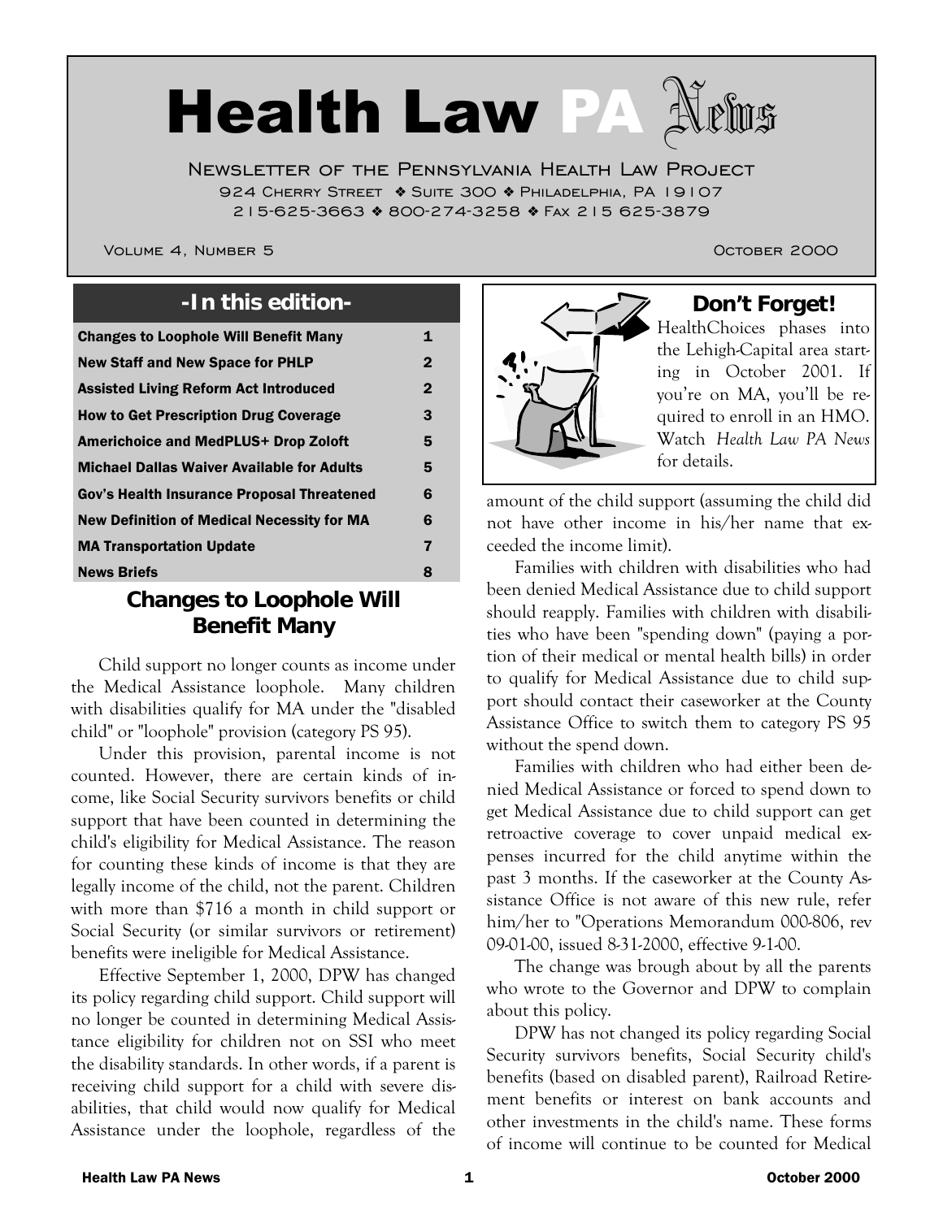# Health Law PA News

Newsletter of the Pennsylvania Health Law Project

924 Cherry Street ❖ Suite 300 ❖ Philadelphia, PA 19107

215-625-3663 ❖ 800-274-3258 ❖ Fax 215 625-3879

Volume 4, Number 5 October 2000

## -In this edition-

| | |
|---|---|
| Changes to Loophole Will Benefit Many | 1 |
| New Staff and New Space for PHLP | 2 |
| Assisted Living Reform Act Introduced | 2 |
| How to Get Prescription Drug Coverage | 3 |
| Americhoice and MedPLUS+ Drop Zoloft | 5 |
| Michael Dallas Waiver Available for Adults | 5 |
| Gov's Health Insurance Proposal Threatened | 6 |
| New Definition of Medical Necessity for MA | 6 |
| MA Transportation Update | 7 |
| News Briefs | 8 |

### Don't Forget!

HealthChoices phases into the Lehigh-Capital area starting in October 2001. If you're on MA, you'll be required to enroll in an HMO. Watch *Health Law PA News* for details.

## Changes to Loophole Will Benefit Many

Child support no longer counts as income under the Medical Assistance loophole. Many children with disabilities qualify for MA under the "disabled child" or "loophole" provision (category PS 95).

Under this provision, parental income is not counted. However, there are certain kinds of income, like Social Security survivors benefits or child support that have been counted in determining the child's eligibility for Medical Assistance. The reason for counting these kinds of income is that they are legally income of the child, not the parent. Children with more than $716 a month in child support or Social Security (or similar survivors or retirement) benefits were ineligible for Medical Assistance.

Effective September 1, 2000, DPW has changed its policy regarding child support. Child support will no longer be counted in determining Medical Assistance eligibility for children not on SSI who meet the disability standards. In other words, if a parent is receiving child support for a child with severe disabilities, that child would now qualify for Medical Assistance under the loophole, regardless of the amount of the child support (assuming the child did not have other income in his/her name that exceeded the income limit).

Families with children with disabilities who had been denied Medical Assistance due to child support should reapply. Families with children with disabilities who have been "spending down" (paying a portion of their medical or mental health bills) in order to qualify for Medical Assistance due to child support should contact their caseworker at the County Assistance Office to switch them to category PS 95 without the spend down.

Families with children who had either been denied Medical Assistance or forced to spend down to get Medical Assistance due to child support can get retroactive coverage to cover unpaid medical expenses incurred for the child anytime within the past 3 months. If the caseworker at the County Assistance Office is not aware of this new rule, refer him/her to "Operations Memorandum 000-806, rev 09-01-00, issued 8-31-2000, effective 9-1-00.

The change was brough about by all the parents who wrote to the Governor and DPW to complain about this policy.

DPW has not changed its policy regarding Social Security survivors benefits, Social Security child's benefits (based on disabled parent), Railroad Retirement benefits or interest on bank accounts and other investments in the child's name. These forms of income will continue to be counted for Medical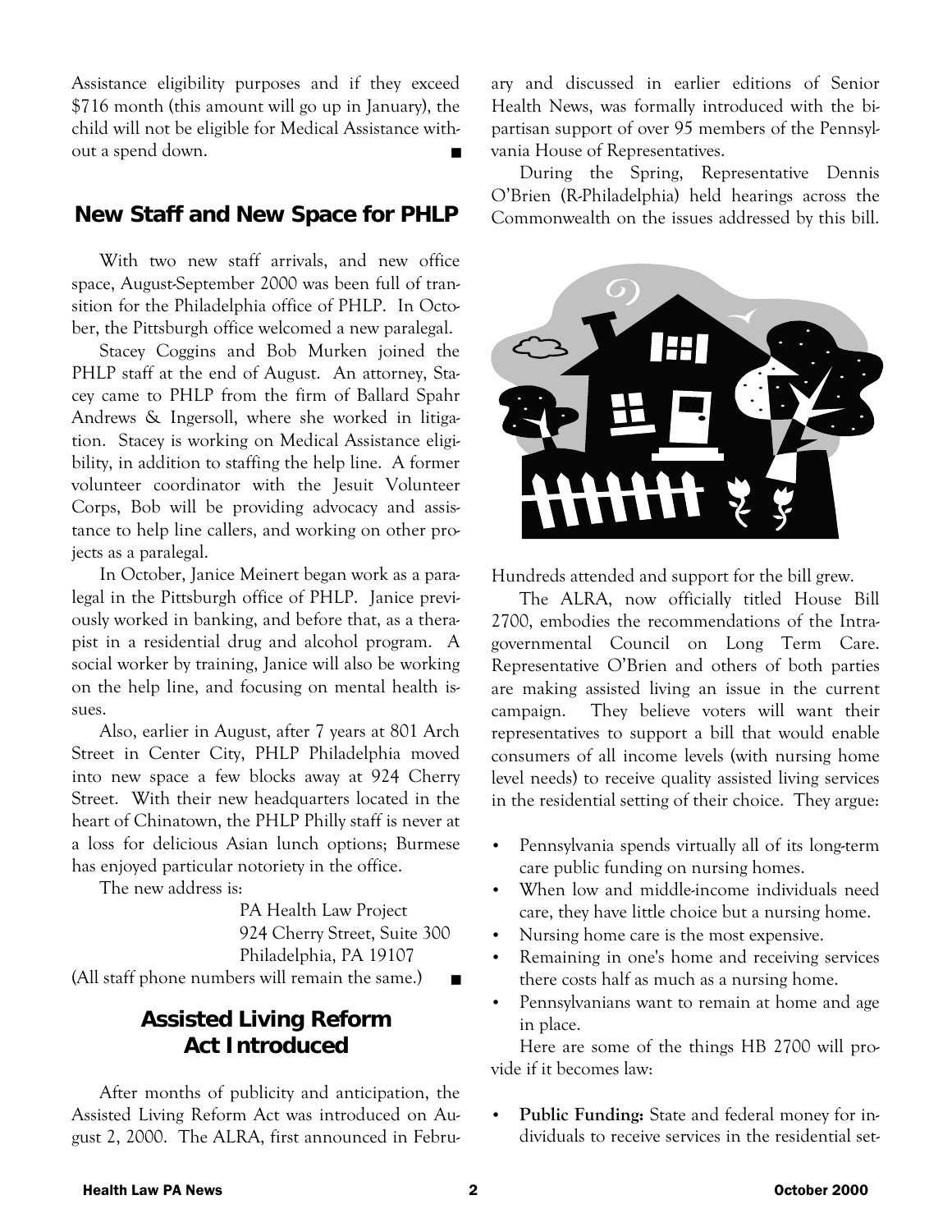Assistance eligibility purposes and if they exceed $716 month (this amount will go up in January), the child will not be eligible for Medical Assistance without a spend down. ■

## New Staff and New Space for PHLP

With two new staff arrivals, and new office space, August-September 2000 was been full of transition for the Philadelphia office of PHLP. In October, the Pittsburgh office welcomed a new paralegal.

Stacey Coggins and Bob Murken joined the PHLP staff at the end of August. An attorney, Stacey came to PHLP from the firm of Ballard Spahr Andrews & Ingersoll, where she worked in litigation. Stacey is working on Medical Assistance eligibility, in addition to staffing the help line. A former volunteer coordinator with the Jesuit Volunteer Corps, Bob will be providing advocacy and assistance to help line callers, and working on other projects as a paralegal.

In October, Janice Meinert began work as a paralegal in the Pittsburgh office of PHLP. Janice previously worked in banking, and before that, as a therapist in a residential drug and alcohol program. A social worker by training, Janice will also be working on the help line, and focusing on mental health issues.

Also, earlier in August, after 7 years at 801 Arch Street in Center City, PHLP Philadelphia moved into new space a few blocks away at 924 Cherry Street. With their new headquarters located in the heart of Chinatown, the PHLP Philly staff is never at a loss for delicious Asian lunch options; Burmese has enjoyed particular notoriety in the office.

The new address is:

PA Health Law Project
924 Cherry Street, Suite 300
Philadelphia, PA 19107

(All staff phone numbers will remain the same.) ■

## Assisted Living Reform Act Introduced

After months of publicity and anticipation, the Assisted Living Reform Act was introduced on August 2, 2000. The ALRA, first announced in February and discussed in earlier editions of Senior Health News, was formally introduced with the bipartisan support of over 95 members of the Pennsylvania House of Representatives.

During the Spring, Representative Dennis O'Brien (R-Philadelphia) held hearings across the Commonwealth on the issues addressed by this bill. Hundreds attended and support for the bill grew.

The ALRA, now officially titled House Bill 2700, embodies the recommendations of the Intragovernmental Council on Long Term Care. Representative O'Brien and others of both parties are making assisted living an issue in the current campaign. They believe voters will want their representatives to support a bill that would enable consumers of all income levels (with nursing home level needs) to receive quality assisted living services in the residential setting of their choice. They argue:

- Pennsylvania spends virtually all of its long-term care public funding on nursing homes.
- When low and middle-income individuals need care, they have little choice but a nursing home.
- Nursing home care is the most expensive.
- Remaining in one's home and receiving services there costs half as much as a nursing home.
- Pennsylvanians want to remain at home and age in place.

Here are some of the things HB 2700 will provide if it becomes law:

- **Public Funding:** State and federal money for individuals to receive services in the residential set-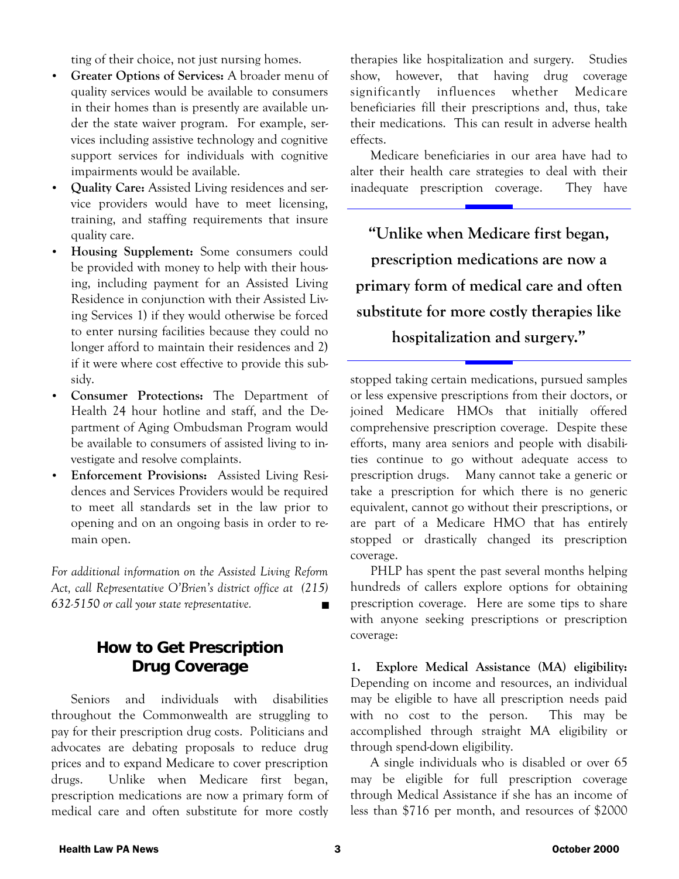ting of their choice, not just nursing homes.

- **Greater Options of Services:** A broader menu of quality services would be available to consumers in their homes than is presently are available under the state waiver program. For example, services including assistive technology and cognitive support services for individuals with cognitive impairments would be available.
- **Quality Care:** Assisted Living residences and service providers would have to meet licensing, training, and staffing requirements that insure quality care.
- **Housing Supplement:** Some consumers could be provided with money to help with their housing, including payment for an Assisted Living Residence in conjunction with their Assisted Living Services 1) if they would otherwise be forced to enter nursing facilities because they could no longer afford to maintain their residences and 2) if it were where cost effective to provide this subsidy.
- **Consumer Protections:** The Department of Health 24 hour hotline and staff, and the Department of Aging Ombudsman Program would be available to consumers of assisted living to investigate and resolve complaints.
- **Enforcement Provisions:** Assisted Living Residences and Services Providers would be required to meet all standards set in the law prior to opening and on an ongoing basis in order to remain open.

*For additional information on the Assisted Living Reform Act, call Representative O'Brien's district office at (215) 632-5150 or call your state representative.* ■

## How to Get Prescription Drug Coverage

Seniors and individuals with disabilities throughout the Commonwealth are struggling to pay for their prescription drug costs. Politicians and advocates are debating proposals to reduce drug prices and to expand Medicare to cover prescription drugs. Unlike when Medicare first began, prescription medications are now a primary form of medical care and often substitute for more costly therapies like hospitalization and surgery. Studies show, however, that having drug coverage significantly influences whether Medicare beneficiaries fill their prescriptions and, thus, take their medications. This can result in adverse health effects.

Medicare beneficiaries in our area have had to alter their health care strategies to deal with their inadequate prescription coverage. They have stopped taking certain medications, pursued samples or less expensive prescriptions from their doctors, or joined Medicare HMOs that initially offered comprehensive prescription coverage. Despite these efforts, many area seniors and people with disabilities continue to go without adequate access to prescription drugs. Many cannot take a generic or take a prescription for which there is no generic equivalent, cannot go without their prescriptions, or are part of a Medicare HMO that has entirely stopped or drastically changed its prescription coverage.

> **"Unlike when Medicare first began, prescription medications are now a primary form of medical care and often substitute for more costly therapies like hospitalization and surgery."**

PHLP has spent the past several months helping hundreds of callers explore options for obtaining prescription coverage. Here are some tips to share with anyone seeking prescriptions or prescription coverage:

**1. Explore Medical Assistance (MA) eligibility:** Depending on income and resources, an individual may be eligible to have all prescription needs paid with no cost to the person. This may be accomplished through straight MA eligibility or through spend-down eligibility.

A single individuals who is disabled or over 65 may be eligible for full prescription coverage through Medical Assistance if she has an income of less than $716 per month, and resources of $2000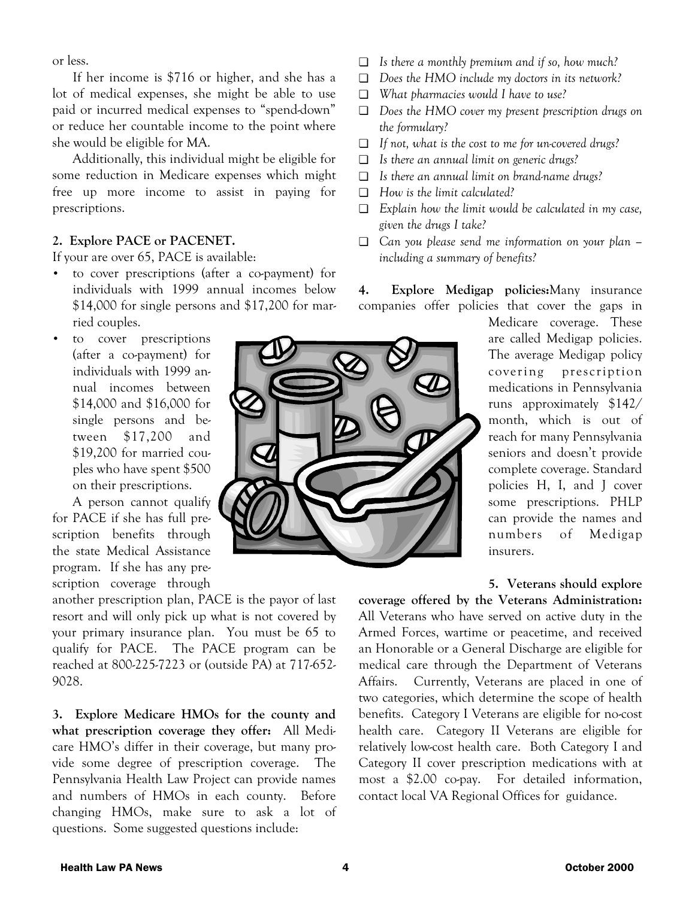or less.

If her income is $716 or higher, and she has a lot of medical expenses, she might be able to use paid or incurred medical expenses to "spend-down" or reduce her countable income to the point where she would be eligible for MA.

Additionally, this individual might be eligible for some reduction in Medicare expenses which might free up more income to assist in paying for prescriptions.

**2. Explore PACE or PACENET.**

If your are over 65, PACE is available:

- to cover prescriptions (after a co-payment) for individuals with 1999 annual incomes below $14,000 for single persons and $17,200 for married couples.
- to cover prescriptions (after a co-payment) for individuals with 1999 annual incomes between $14,000 and $16,000 for single persons and between $17,200 and $19,200 for married couples who have spent $500 on their prescriptions.

A person cannot qualify for PACE if she has full prescription benefits through the state Medical Assistance program. If she has any prescription coverage through another prescription plan, PACE is the payor of last resort and will only pick up what is not covered by your primary insurance plan. You must be 65 to qualify for PACE. The PACE program can be reached at 800-225-7223 or (outside PA) at 717-652-9028.

**3. Explore Medicare HMOs for the county and what prescription coverage they offer:** All Medicare HMO's differ in their coverage, but many provide some degree of prescription coverage. The Pennsylvania Health Law Project can provide names and numbers of HMOs in each county. Before changing HMOs, make sure to ask a lot of questions. Some suggested questions include:

- ❑ *Is there a monthly premium and if so, how much?*
- ❑ *Does the HMO include my doctors in its network?*
- ❑ *What pharmacies would I have to use?*
- ❑ *Does the HMO cover my present prescription drugs on the formulary?*
- ❑ *If not, what is the cost to me for un-covered drugs?*
- ❑ *Is there an annual limit on generic drugs?*
- ❑ *Is there an annual limit on brand-name drugs?*
- ❑ *How is the limit calculated?*
- ❑ *Explain how the limit would be calculated in my case, given the drugs I take?*
- ❑ *Can you please send me information on your plan – including a summary of benefits?*

**4. Explore Medigap policies:** Many insurance companies offer policies that cover the gaps in Medicare coverage. These are called Medigap policies. The average Medigap policy covering prescription medications in Pennsylvania runs approximately $142/ month, which is out of reach for many Pennsylvania seniors and doesn't provide complete coverage. Standard policies H, I, and J cover some prescriptions. PHLP can provide the names and numbers of Medigap insurers.

**5. Veterans should explore coverage offered by the Veterans Administration:** All Veterans who have served on active duty in the Armed Forces, wartime or peacetime, and received an Honorable or a General Discharge are eligible for medical care through the Department of Veterans Affairs. Currently, Veterans are placed in one of two categories, which determine the scope of health benefits. Category I Veterans are eligible for no-cost health care. Category II Veterans are eligible for relatively low-cost health care. Both Category I and Category II cover prescription medications with at most a $2.00 co-pay. For detailed information, contact local VA Regional Offices for guidance.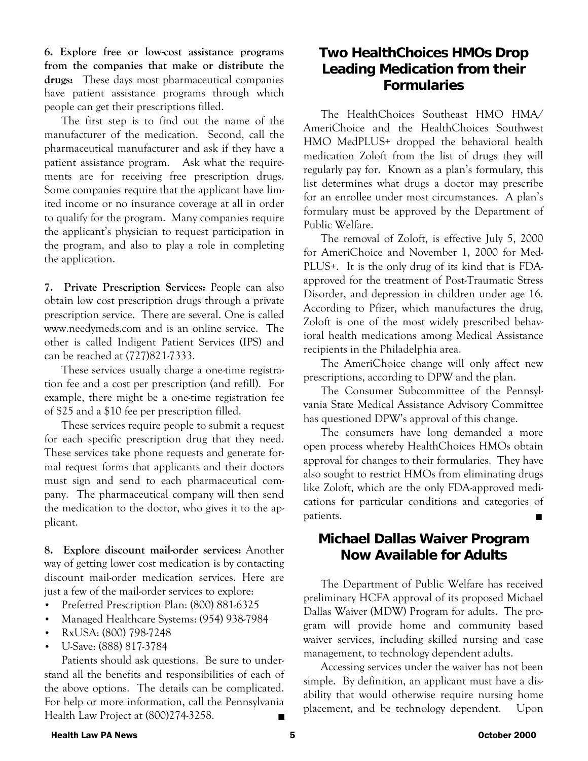**6. Explore free or low-cost assistance programs from the companies that make or distribute the drugs:** These days most pharmaceutical companies have patient assistance programs through which people can get their prescriptions filled.

The first step is to find out the name of the manufacturer of the medication. Second, call the pharmaceutical manufacturer and ask if they have a patient assistance program. Ask what the requirements are for receiving free prescription drugs. Some companies require that the applicant have limited income or no insurance coverage at all in order to qualify for the program. Many companies require the applicant's physician to request participation in the program, and also to play a role in completing the application.

**7. Private Prescription Services:** People can also obtain low cost prescription drugs through a private prescription service. There are several. One is called www.needymeds.com and is an online service. The other is called Indigent Patient Services (IPS) and can be reached at (727)821-7333.

These services usually charge a one-time registration fee and a cost per prescription (and refill). For example, there might be a one-time registration fee of $25 and a $10 fee per prescription filled.

These services require people to submit a request for each specific prescription drug that they need. These services take phone requests and generate formal request forms that applicants and their doctors must sign and send to each pharmaceutical company. The pharmaceutical company will then send the medication to the doctor, who gives it to the applicant.

**8. Explore discount mail-order services:** Another way of getting lower cost medication is by contacting discount mail-order medication services. Here are just a few of the mail-order services to explore:

- Preferred Prescription Plan: (800) 881-6325
- Managed Healthcare Systems: (954) 938-7984
- RxUSA: (800) 798-7248
- U-Save: (888) 817-3784

Patients should ask questions. Be sure to understand all the benefits and responsibilities of each of the above options. The details can be complicated. For help or more information, call the Pennsylvania Health Law Project at (800)274-3258. ■

## Two HealthChoices HMOs Drop Leading Medication from their Formularies

The HealthChoices Southeast HMO HMA/AmeriChoice and the HealthChoices Southwest HMO MedPLUS+ dropped the behavioral health medication Zoloft from the list of drugs they will regularly pay for. Known as a plan's formulary, this list determines what drugs a doctor may prescribe for an enrollee under most circumstances. A plan's formulary must be approved by the Department of Public Welfare.

The removal of Zoloft, is effective July 5, 2000 for AmeriChoice and November 1, 2000 for MedPLUS+. It is the only drug of its kind that is FDA-approved for the treatment of Post-Traumatic Stress Disorder, and depression in children under age 16. According to Pfizer, which manufactures the drug, Zoloft is one of the most widely prescribed behavioral health medications among Medical Assistance recipients in the Philadelphia area.

The AmeriChoice change will only affect new prescriptions, according to DPW and the plan.

The Consumer Subcommittee of the Pennsylvania State Medical Assistance Advisory Committee has questioned DPW's approval of this change.

The consumers have long demanded a more open process whereby HealthChoices HMOs obtain approval for changes to their formularies. They have also sought to restrict HMOs from eliminating drugs like Zoloft, which are the only FDA-approved medications for particular conditions and categories of patients. ■

## Michael Dallas Waiver Program Now Available for Adults

The Department of Public Welfare has received preliminary HCFA approval of its proposed Michael Dallas Waiver (MDW) Program for adults. The program will provide home and community based waiver services, including skilled nursing and case management, to technology dependent adults.

Accessing services under the waiver has not been simple. By definition, an applicant must have a disability that would otherwise require nursing home placement, and be technology dependent. Upon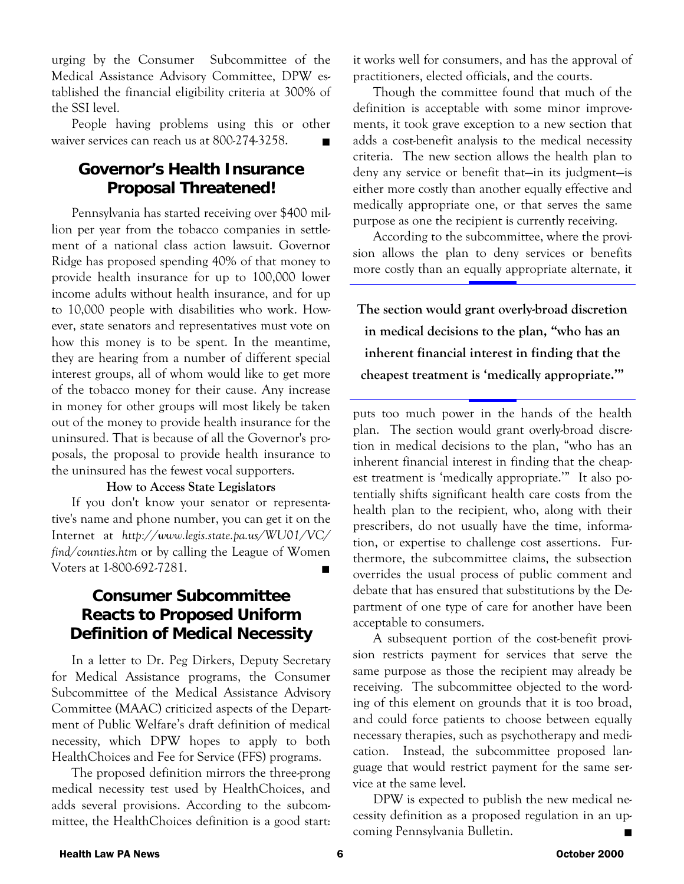urging by the Consumer Subcommittee of the Medical Assistance Advisory Committee, DPW established the financial eligibility criteria at 300% of the SSI level.

People having problems using this or other waiver services can reach us at 800-274-3258. ■

## Governor's Health Insurance Proposal Threatened!

Pennsylvania has started receiving over $400 million per year from the tobacco companies in settlement of a national class action lawsuit. Governor Ridge has proposed spending 40% of that money to provide health insurance for up to 100,000 lower income adults without health insurance, and for up to 10,000 people with disabilities who work. However, state senators and representatives must vote on how this money is to be spent. In the meantime, they are hearing from a number of different special interest groups, all of whom would like to get more of the tobacco money for their cause. Any increase in money for other groups will most likely be taken out of the money to provide health insurance for the uninsured. That is because of all the Governor's proposals, the proposal to provide health insurance to the uninsured has the fewest vocal supporters.

**How to Access State Legislators**

If you don't know your senator or representative's name and phone number, you can get it on the Internet at *http://www.legis.state.pa.us/WU01/VC/find/counties.htm* or by calling the League of Women Voters at 1-800-692-7281. ■

## Consumer Subcommittee Reacts to Proposed Uniform Definition of Medical Necessity

In a letter to Dr. Peg Dirkers, Deputy Secretary for Medical Assistance programs, the Consumer Subcommittee of the Medical Assistance Advisory Committee (MAAC) criticized aspects of the Department of Public Welfare's draft definition of medical necessity, which DPW hopes to apply to both HealthChoices and Fee for Service (FFS) programs.

The proposed definition mirrors the three-prong medical necessity test used by HealthChoices, and adds several provisions. According to the subcommittee, the HealthChoices definition is a good start: it works well for consumers, and has the approval of practitioners, elected officials, and the courts.

Though the committee found that much of the definition is acceptable with some minor improvements, it took grave exception to a new section that adds a cost-benefit analysis to the medical necessity criteria. The new section allows the health plan to deny any service or benefit that—in its judgment—is either more costly than another equally effective and medically appropriate one, or that serves the same purpose as one the recipient is currently receiving.

According to the subcommittee, where the provision allows the plan to deny services or benefits more costly than an equally appropriate alternate, it puts too much power in the hands of the health plan. The section would grant overly-broad discretion in medical decisions to the plan, "who has an inherent financial interest in finding that the cheapest treatment is 'medically appropriate.'" It also potentially shifts significant health care costs from the health plan to the recipient, who, along with their prescribers, do not usually have the time, information, or expertise to challenge cost assertions. Furthermore, the subcommittee claims, the subsection overrides the usual process of public comment and debate that has ensured that substitutions by the Department of one type of care for another have been acceptable to consumers.

> **The section would grant overly-broad discretion in medical decisions to the plan, "who has an inherent financial interest in finding that the cheapest treatment is 'medically appropriate.'"**

A subsequent portion of the cost-benefit provision restricts payment for services that serve the same purpose as those the recipient may already be receiving. The subcommittee objected to the wording of this element on grounds that it is too broad, and could force patients to choose between equally necessary therapies, such as psychotherapy and medication. Instead, the subcommittee proposed language that would restrict payment for the same service at the same level.

DPW is expected to publish the new medical necessity definition as a proposed regulation in an upcoming Pennsylvania Bulletin. ■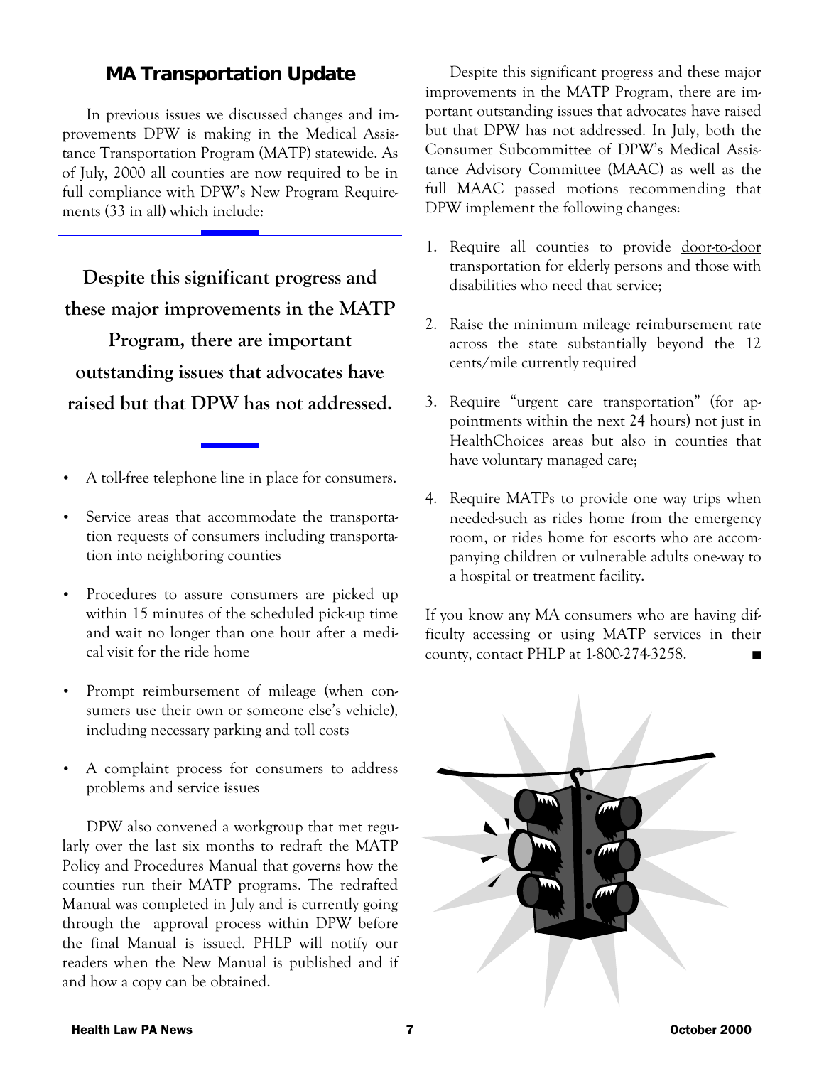## MA Transportation Update

In previous issues we discussed changes and improvements DPW is making in the Medical Assistance Transportation Program (MATP) statewide. As of July, 2000 all counties are now required to be in full compliance with DPW's New Program Requirements (33 in all) which include:

**Despite this significant progress and these major improvements in the MATP Program, there are important outstanding issues that advocates have raised but that DPW has not addressed.**

- A toll-free telephone line in place for consumers.
- Service areas that accommodate the transportation requests of consumers including transportation into neighboring counties
- Procedures to assure consumers are picked up within 15 minutes of the scheduled pick-up time and wait no longer than one hour after a medical visit for the ride home
- Prompt reimbursement of mileage (when consumers use their own or someone else's vehicle), including necessary parking and toll costs
- A complaint process for consumers to address problems and service issues

DPW also convened a workgroup that met regularly over the last six months to redraft the MATP Policy and Procedures Manual that governs how the counties run their MATP programs. The redrafted Manual was completed in July and is currently going through the approval process within DPW before the final Manual is issued. PHLP will notify our readers when the New Manual is published and if and how a copy can be obtained.

Despite this significant progress and these major improvements in the MATP Program, there are important outstanding issues that advocates have raised but that DPW has not addressed. In July, both the Consumer Subcommittee of DPW's Medical Assistance Advisory Committee (MAAC) as well as the full MAAC passed motions recommending that DPW implement the following changes:

1. Require all counties to provide <u>door-to-door</u> transportation for elderly persons and those with disabilities who need that service;
2. Raise the minimum mileage reimbursement rate across the state substantially beyond the 12 cents/mile currently required
3. Require "urgent care transportation" (for appointments within the next 24 hours) not just in HealthChoices areas but also in counties that have voluntary managed care;
4. Require MATPs to provide one way trips when needed-such as rides home from the emergency room, or rides home for escorts who are accompanying children or vulnerable adults one-way to a hospital or treatment facility.

If you know any MA consumers who are having difficulty accessing or using MATP services in their county, contact PHLP at 1-800-274-3258. ■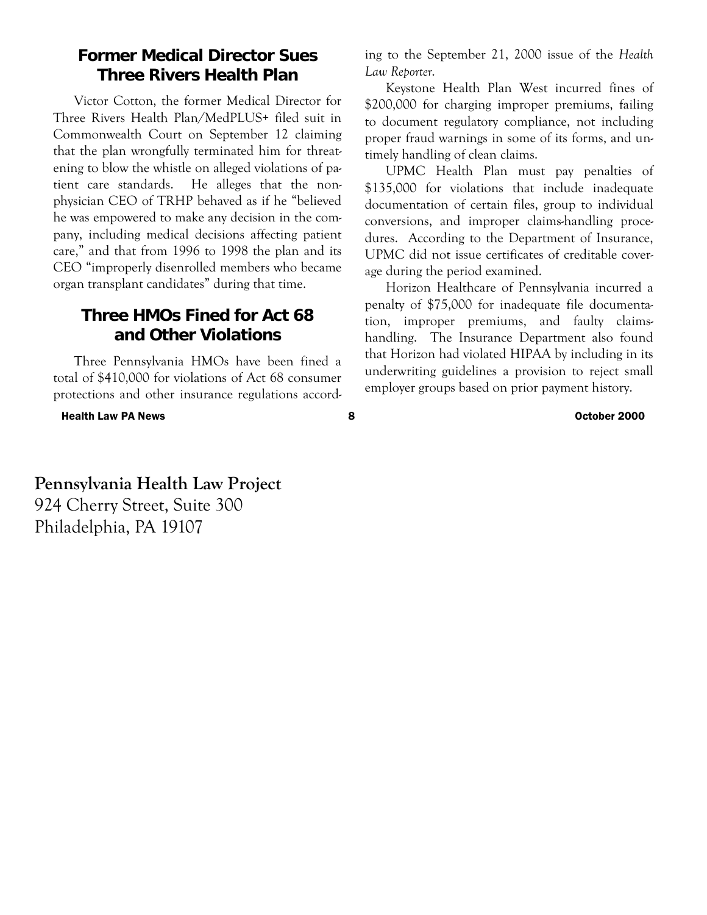## Former Medical Director Sues Three Rivers Health Plan

Victor Cotton, the former Medical Director for Three Rivers Health Plan/MedPLUS+ filed suit in Commonwealth Court on September 12 claiming that the plan wrongfully terminated him for threatening to blow the whistle on alleged violations of patient care standards. He alleges that the non-physician CEO of TRHP behaved as if he "believed he was empowered to make any decision in the company, including medical decisions affecting patient care," and that from 1996 to 1998 the plan and its CEO "improperly disenrolled members who became organ transplant candidates" during that time.

## Three HMOs Fined for Act 68 and Other Violations

Three Pennsylvania HMOs have been fined a total of $410,000 for violations of Act 68 consumer protections and other insurance regulations according to the September 21, 2000 issue of the *Health Law Reporter*.

Keystone Health Plan West incurred fines of $200,000 for charging improper premiums, failing to document regulatory compliance, not including proper fraud warnings in some of its forms, and untimely handling of clean claims.

UPMC Health Plan must pay penalties of $135,000 for violations that include inadequate documentation of certain files, group to individual conversions, and improper claims-handling procedures. According to the Department of Insurance, UPMC did not issue certificates of creditable coverage during the period examined.

Horizon Healthcare of Pennsylvania incurred a penalty of $75,000 for inadequate file documentation, improper premiums, and faulty claims-handling. The Insurance Department also found that Horizon had violated HIPAA by including in its underwriting guidelines a provision to reject small employer groups based on prior payment history.

**Pennsylvania Health Law Project**
924 Cherry Street, Suite 300
Philadelphia, PA 19107